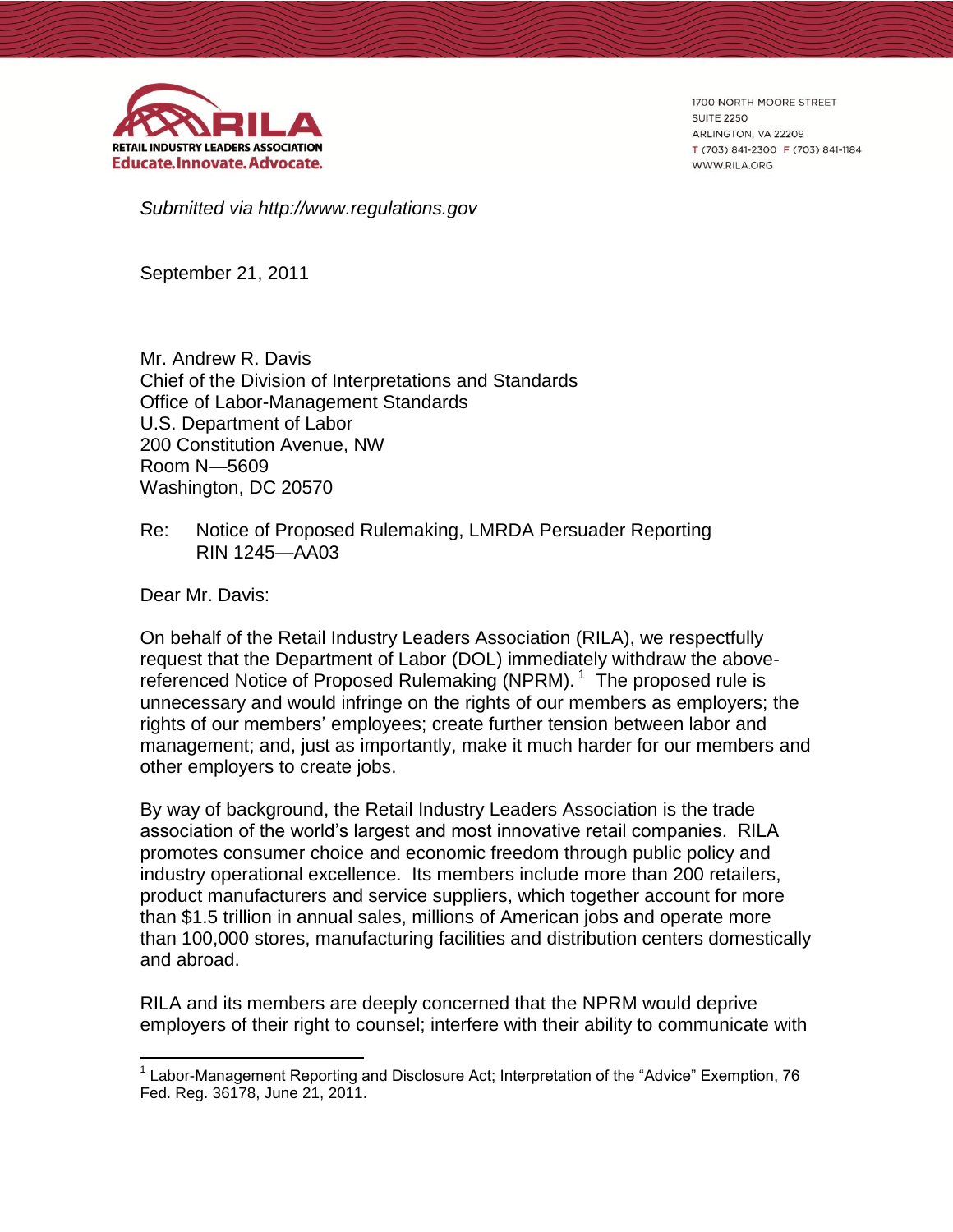RILA
RETAIL INDUSTRY LEADERS ASSOCIATION
Educate. Innovate. Advocate.

1700 NORTH MOORE STREET
SUITE 2250
ARLINGTON, VA 22209
T (703) 841-2300 F (703) 841-1184
WWW.RILA.ORG

*Submitted via http://www.regulations.gov*

September 21, 2011

Mr. Andrew R. Davis
Chief of the Division of Interpretations and Standards
Office of Labor-Management Standards
U.S. Department of Labor
200 Constitution Avenue, NW
Room N—5609
Washington, DC 20570

Re: Notice of Proposed Rulemaking, LMRDA Persuader Reporting
RIN 1245—AA03

Dear Mr. Davis:

On behalf of the Retail Industry Leaders Association (RILA), we respectfully request that the Department of Labor (DOL) immediately withdraw the above-referenced Notice of Proposed Rulemaking (NPRM).[1] The proposed rule is unnecessary and would infringe on the rights of our members as employers; the rights of our members' employees; create further tension between labor and management; and, just as importantly, make it much harder for our members and other employers to create jobs.

By way of background, the Retail Industry Leaders Association is the trade association of the world's largest and most innovative retail companies. RILA promotes consumer choice and economic freedom through public policy and industry operational excellence. Its members include more than 200 retailers, product manufacturers and service suppliers, which together account for more than $1.5 trillion in annual sales, millions of American jobs and operate more than 100,000 stores, manufacturing facilities and distribution centers domestically and abroad.

RILA and its members are deeply concerned that the NPRM would deprive employers of their right to counsel; interfere with their ability to communicate with

[1] Labor-Management Reporting and Disclosure Act; Interpretation of the "Advice" Exemption, 76 Fed. Reg. 36178, June 21, 2011.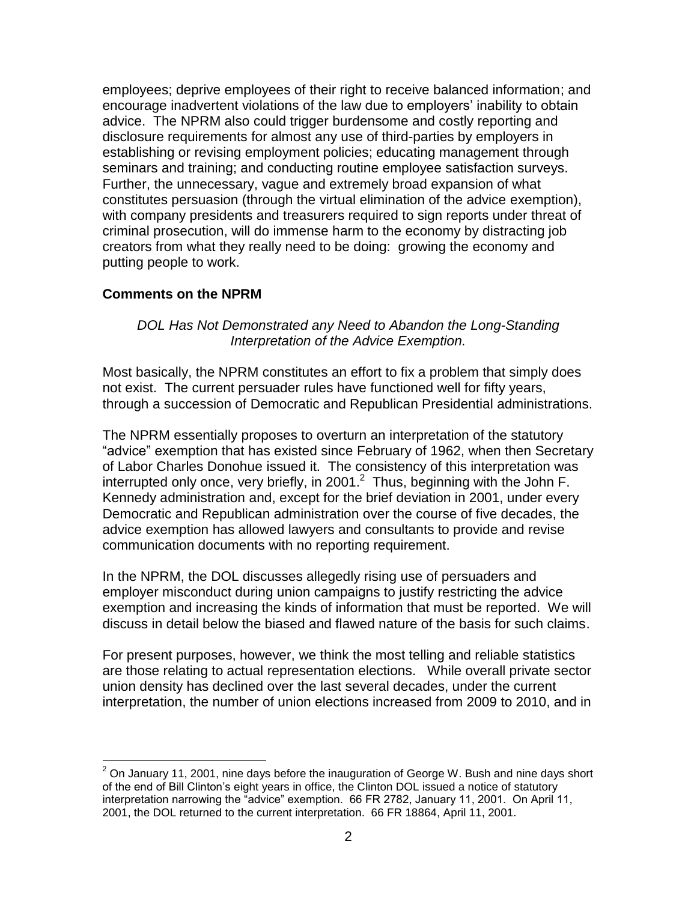employees; deprive employees of their right to receive balanced information; and encourage inadvertent violations of the law due to employers' inability to obtain advice. The NPRM also could trigger burdensome and costly reporting and disclosure requirements for almost any use of third-parties by employers in establishing or revising employment policies; educating management through seminars and training; and conducting routine employee satisfaction surveys. Further, the unnecessary, vague and extremely broad expansion of what constitutes persuasion (through the virtual elimination of the advice exemption), with company presidents and treasurers required to sign reports under threat of criminal prosecution, will do immense harm to the economy by distracting job creators from what they really need to be doing: growing the economy and putting people to work.

## Comments on the NPRM

*DOL Has Not Demonstrated any Need to Abandon the Long-Standing Interpretation of the Advice Exemption.*

Most basically, the NPRM constitutes an effort to fix a problem that simply does not exist. The current persuader rules have functioned well for fifty years, through a succession of Democratic and Republican Presidential administrations.

The NPRM essentially proposes to overturn an interpretation of the statutory "advice" exemption that has existed since February of 1962, when then Secretary of Labor Charles Donohue issued it. The consistency of this interpretation was interrupted only once, very briefly, in 2001.[2] Thus, beginning with the John F. Kennedy administration and, except for the brief deviation in 2001, under every Democratic and Republican administration over the course of five decades, the advice exemption has allowed lawyers and consultants to provide and revise communication documents with no reporting requirement.

In the NPRM, the DOL discusses allegedly rising use of persuaders and employer misconduct during union campaigns to justify restricting the advice exemption and increasing the kinds of information that must be reported. We will discuss in detail below the biased and flawed nature of the basis for such claims.

For present purposes, however, we think the most telling and reliable statistics are those relating to actual representation elections. While overall private sector union density has declined over the last several decades, under the current interpretation, the number of union elections increased from 2009 to 2010, and in

[2] On January 11, 2001, nine days before the inauguration of George W. Bush and nine days short of the end of Bill Clinton's eight years in office, the Clinton DOL issued a notice of statutory interpretation narrowing the "advice" exemption. 66 FR 2782, January 11, 2001. On April 11, 2001, the DOL returned to the current interpretation. 66 FR 18864, April 11, 2001.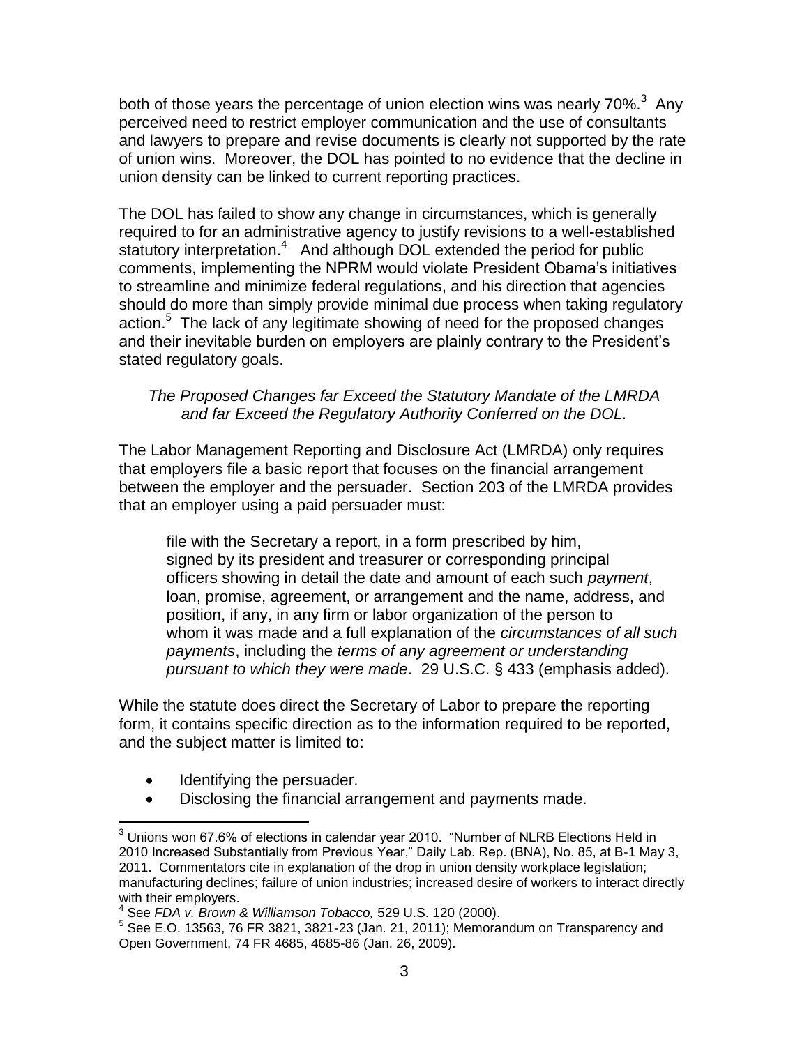both of those years the percentage of union election wins was nearly 70%.[3] Any perceived need to restrict employer communication and the use of consultants and lawyers to prepare and revise documents is clearly not supported by the rate of union wins. Moreover, the DOL has pointed to no evidence that the decline in union density can be linked to current reporting practices.

The DOL has failed to show any change in circumstances, which is generally required to for an administrative agency to justify revisions to a well-established statutory interpretation.[4] And although DOL extended the period for public comments, implementing the NPRM would violate President Obama's initiatives to streamline and minimize federal regulations, and his direction that agencies should do more than simply provide minimal due process when taking regulatory action.[5] The lack of any legitimate showing of need for the proposed changes and their inevitable burden on employers are plainly contrary to the President's stated regulatory goals.

*The Proposed Changes far Exceed the Statutory Mandate of the LMRDA and far Exceed the Regulatory Authority Conferred on the DOL.*

The Labor Management Reporting and Disclosure Act (LMRDA) only requires that employers file a basic report that focuses on the financial arrangement between the employer and the persuader. Section 203 of the LMRDA provides that an employer using a paid persuader must:

> file with the Secretary a report, in a form prescribed by him, signed by its president and treasurer or corresponding principal officers showing in detail the date and amount of each such *payment*, loan, promise, agreement, or arrangement and the name, address, and position, if any, in any firm or labor organization of the person to whom it was made and a full explanation of the *circumstances of all such payments*, including the *terms of any agreement or understanding pursuant to which they were made*. 29 U.S.C. § 433 (emphasis added).

While the statute does direct the Secretary of Labor to prepare the reporting form, it contains specific direction as to the information required to be reported, and the subject matter is limited to:

- Identifying the persuader.
- Disclosing the financial arrangement and payments made.

---

[3] Unions won 67.6% of elections in calendar year 2010. "Number of NLRB Elections Held in 2010 Increased Substantially from Previous Year," Daily Lab. Rep. (BNA), No. 85, at B-1 May 3, 2011. Commentators cite in explanation of the drop in union density workplace legislation; manufacturing declines; failure of union industries; increased desire of workers to interact directly with their employers.

[4] See *FDA v. Brown & Williamson Tobacco,* 529 U.S. 120 (2000).

[5] See E.O. 13563, 76 FR 3821, 3821-23 (Jan. 21, 2011); Memorandum on Transparency and Open Government, 74 FR 4685, 4685-86 (Jan. 26, 2009).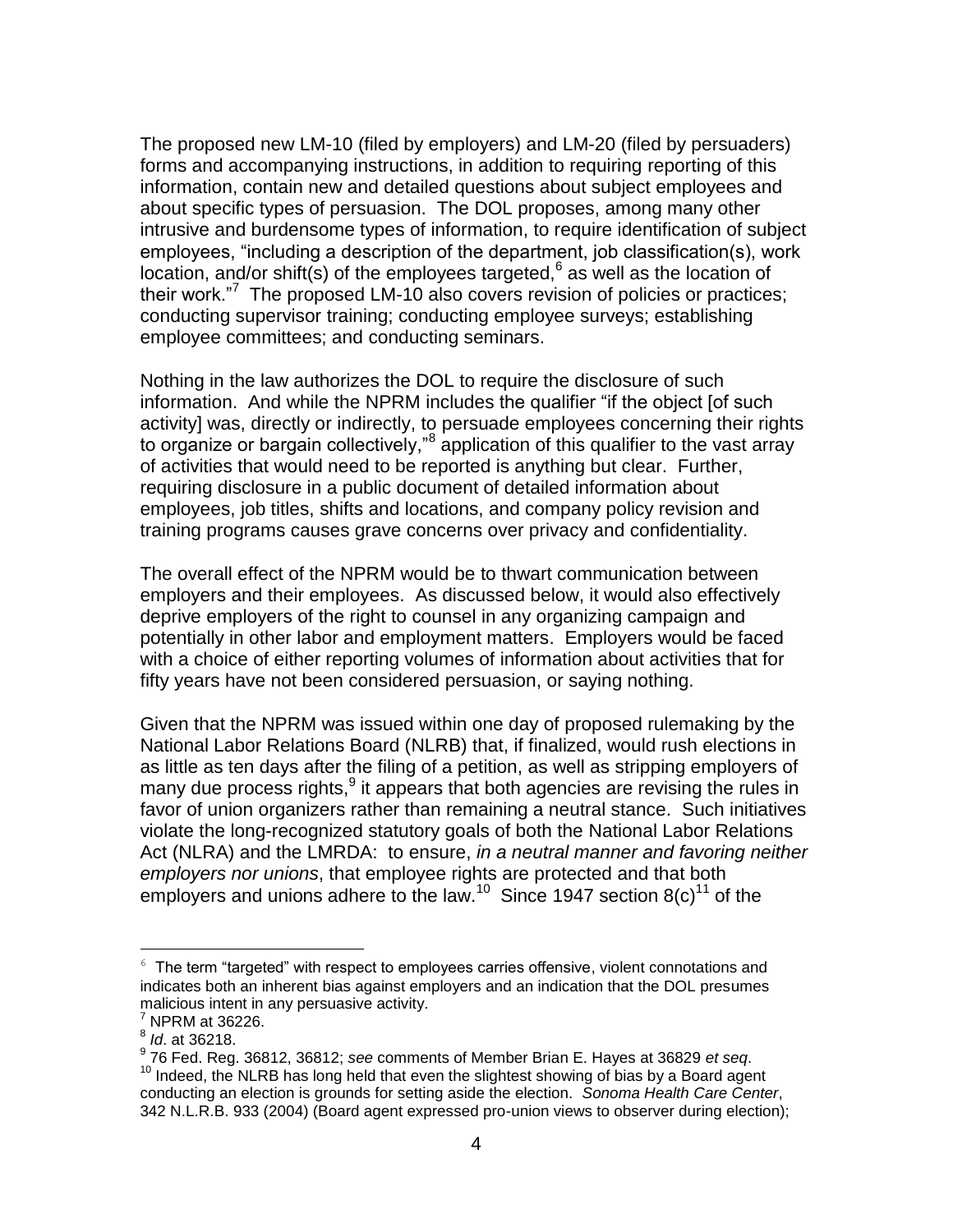The proposed new LM-10 (filed by employers) and LM-20 (filed by persuaders) forms and accompanying instructions, in addition to requiring reporting of this information, contain new and detailed questions about subject employees and about specific types of persuasion. The DOL proposes, among many other intrusive and burdensome types of information, to require identification of subject employees, "including a description of the department, job classification(s), work location, and/or shift(s) of the employees targeted,[6] as well as the location of their work."[7] The proposed LM-10 also covers revision of policies or practices; conducting supervisor training; conducting employee surveys; establishing employee committees; and conducting seminars.

Nothing in the law authorizes the DOL to require the disclosure of such information. And while the NPRM includes the qualifier "if the object [of such activity] was, directly or indirectly, to persuade employees concerning their rights to organize or bargain collectively,"[8] application of this qualifier to the vast array of activities that would need to be reported is anything but clear. Further, requiring disclosure in a public document of detailed information about employees, job titles, shifts and locations, and company policy revision and training programs causes grave concerns over privacy and confidentiality.

The overall effect of the NPRM would be to thwart communication between employers and their employees. As discussed below, it would also effectively deprive employers of the right to counsel in any organizing campaign and potentially in other labor and employment matters. Employers would be faced with a choice of either reporting volumes of information about activities that for fifty years have not been considered persuasion, or saying nothing.

Given that the NPRM was issued within one day of proposed rulemaking by the National Labor Relations Board (NLRB) that, if finalized, would rush elections in as little as ten days after the filing of a petition, as well as stripping employers of many due process rights,[9] it appears that both agencies are revising the rules in favor of union organizers rather than remaining a neutral stance. Such initiatives violate the long-recognized statutory goals of both the National Labor Relations Act (NLRA) and the LMRDA: to ensure, *in a neutral manner and favoring neither employers nor unions*, that employee rights are protected and that both employers and unions adhere to the law.[10] Since 1947 section 8(c)[11] of the

---

[6] The term "targeted" with respect to employees carries offensive, violent connotations and indicates both an inherent bias against employers and an indication that the DOL presumes malicious intent in any persuasive activity.

[7] NPRM at 36226.

[8] *Id*. at 36218.

[9] 76 Fed. Reg. 36812, 36812; *see* comments of Member Brian E. Hayes at 36829 *et seq*.

[10] Indeed, the NLRB has long held that even the slightest showing of bias by a Board agent conducting an election is grounds for setting aside the election. *Sonoma Health Care Center*, 342 N.L.R.B. 933 (2004) (Board agent expressed pro-union views to observer during election);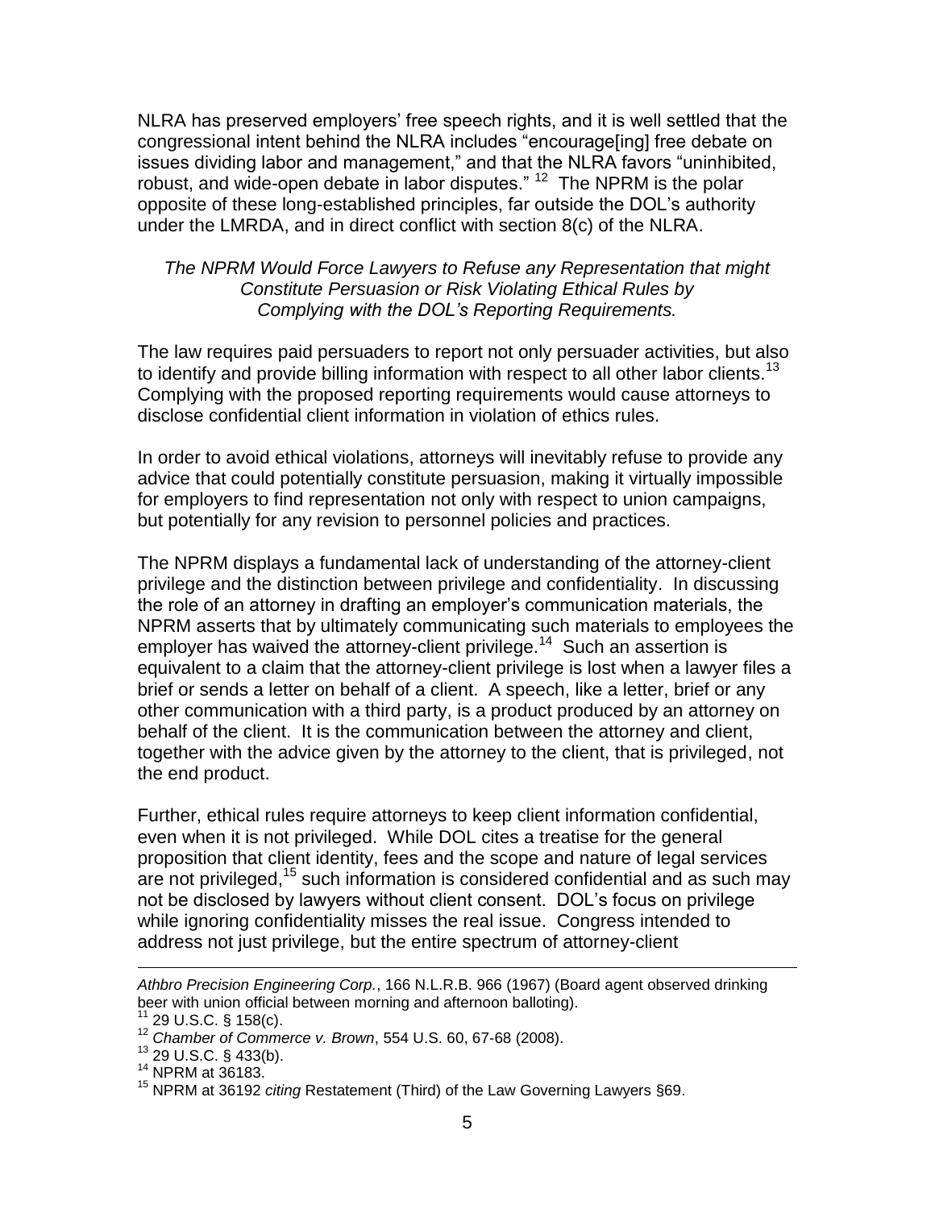NLRA has preserved employers' free speech rights, and it is well settled that the congressional intent behind the NLRA includes "encourage[ing] free debate on issues dividing labor and management," and that the NLRA favors "uninhibited, robust, and wide-open debate in labor disputes." [12] The NPRM is the polar opposite of these long-established principles, far outside the DOL's authority under the LMRDA, and in direct conflict with section 8(c) of the NLRA.

*The NPRM Would Force Lawyers to Refuse any Representation that might Constitute Persuasion or Risk Violating Ethical Rules by Complying with the DOL's Reporting Requirements.*

The law requires paid persuaders to report not only persuader activities, but also to identify and provide billing information with respect to all other labor clients.[13] Complying with the proposed reporting requirements would cause attorneys to disclose confidential client information in violation of ethics rules.

In order to avoid ethical violations, attorneys will inevitably refuse to provide any advice that could potentially constitute persuasion, making it virtually impossible for employers to find representation not only with respect to union campaigns, but potentially for any revision to personnel policies and practices.

The NPRM displays a fundamental lack of understanding of the attorney-client privilege and the distinction between privilege and confidentiality. In discussing the role of an attorney in drafting an employer's communication materials, the NPRM asserts that by ultimately communicating such materials to employees the employer has waived the attorney-client privilege.[14] Such an assertion is equivalent to a claim that the attorney-client privilege is lost when a lawyer files a brief or sends a letter on behalf of a client. A speech, like a letter, brief or any other communication with a third party, is a product produced by an attorney on behalf of the client. It is the communication between the attorney and client, together with the advice given by the attorney to the client, that is privileged, not the end product.

Further, ethical rules require attorneys to keep client information confidential, even when it is not privileged. While DOL cites a treatise for the general proposition that client identity, fees and the scope and nature of legal services are not privileged,[15] such information is considered confidential and as such may not be disclosed by lawyers without client consent. DOL's focus on privilege while ignoring confidentiality misses the real issue. Congress intended to address not just privilege, but the entire spectrum of attorney-client

---

*Athbro Precision Engineering Corp.*, 166 N.L.R.B. 966 (1967) (Board agent observed drinking beer with union official between morning and afternoon balloting).

[11] 29 U.S.C. § 158(c).

[12] *Chamber of Commerce v. Brown*, 554 U.S. 60, 67-68 (2008).

[13] 29 U.S.C. § 433(b).

[14] NPRM at 36183.

[15] NPRM at 36192 *citing* Restatement (Third) of the Law Governing Lawyers §69.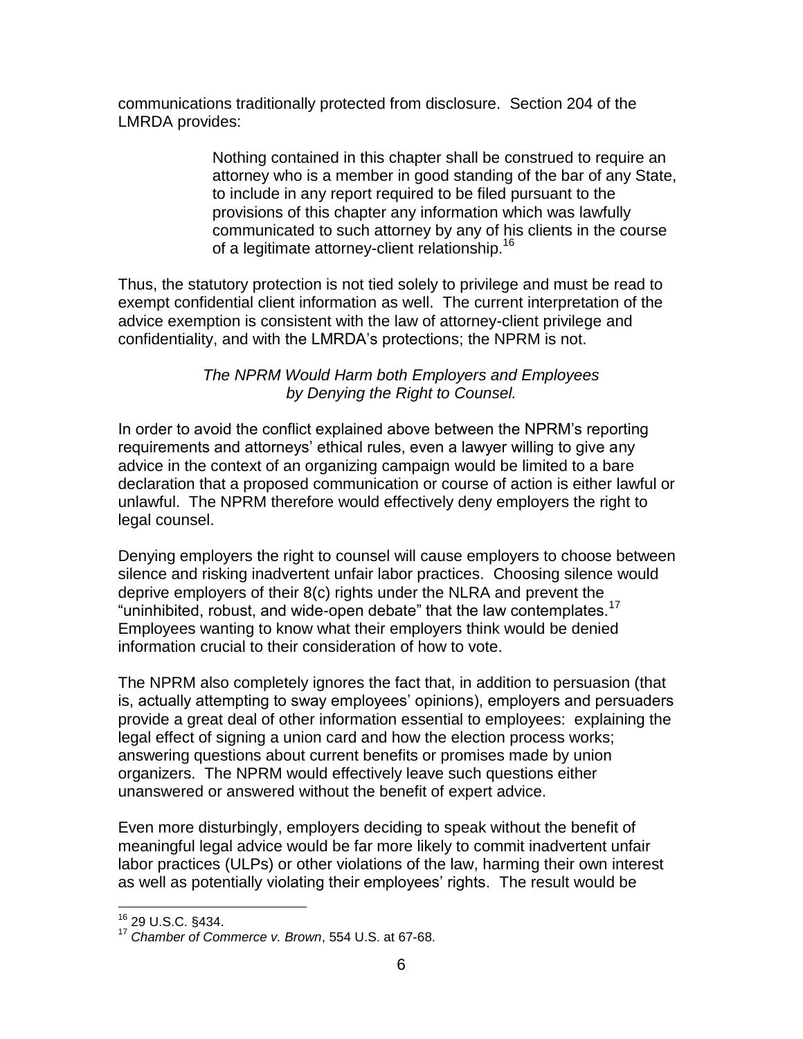communications traditionally protected from disclosure. Section 204 of the LMRDA provides:

> Nothing contained in this chapter shall be construed to require an attorney who is a member in good standing of the bar of any State, to include in any report required to be filed pursuant to the provisions of this chapter any information which was lawfully communicated to such attorney by any of his clients in the course of a legitimate attorney-client relationship.[16]

Thus, the statutory protection is not tied solely to privilege and must be read to exempt confidential client information as well. The current interpretation of the advice exemption is consistent with the law of attorney-client privilege and confidentiality, and with the LMRDA's protections; the NPRM is not.

*The NPRM Would Harm both Employers and Employees by Denying the Right to Counsel.*

In order to avoid the conflict explained above between the NPRM's reporting requirements and attorneys' ethical rules, even a lawyer willing to give any advice in the context of an organizing campaign would be limited to a bare declaration that a proposed communication or course of action is either lawful or unlawful. The NPRM therefore would effectively deny employers the right to legal counsel.

Denying employers the right to counsel will cause employers to choose between silence and risking inadvertent unfair labor practices. Choosing silence would deprive employers of their 8(c) rights under the NLRA and prevent the "uninhibited, robust, and wide-open debate" that the law contemplates.[17] Employees wanting to know what their employers think would be denied information crucial to their consideration of how to vote.

The NPRM also completely ignores the fact that, in addition to persuasion (that is, actually attempting to sway employees' opinions), employers and persuaders provide a great deal of other information essential to employees: explaining the legal effect of signing a union card and how the election process works; answering questions about current benefits or promises made by union organizers. The NPRM would effectively leave such questions either unanswered or answered without the benefit of expert advice.

Even more disturbingly, employers deciding to speak without the benefit of meaningful legal advice would be far more likely to commit inadvertent unfair labor practices (ULPs) or other violations of the law, harming their own interest as well as potentially violating their employees' rights. The result would be

---

[16] 29 U.S.C. §434.

[17] *Chamber of Commerce v. Brown*, 554 U.S. at 67-68.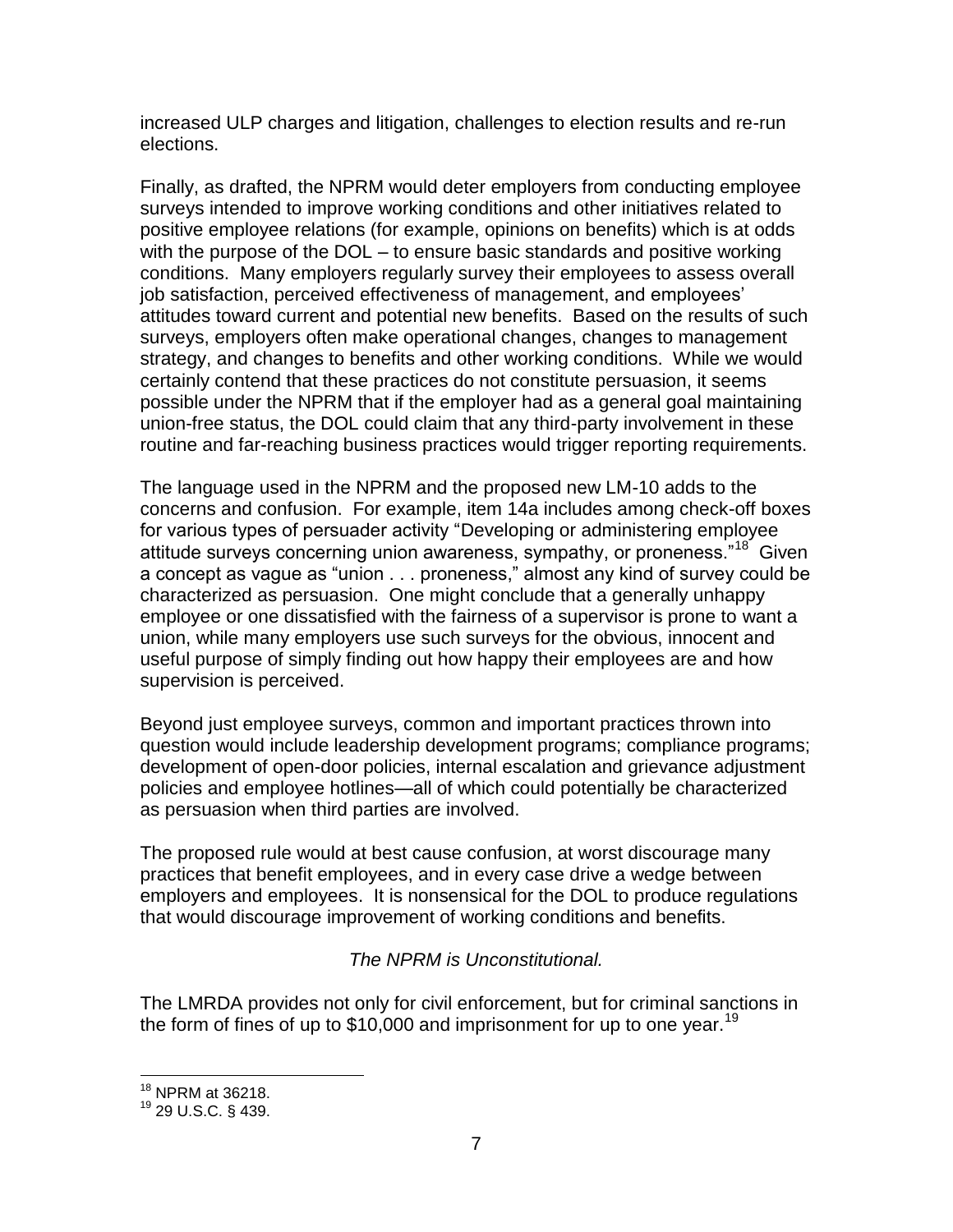increased ULP charges and litigation, challenges to election results and re-run elections.

Finally, as drafted, the NPRM would deter employers from conducting employee surveys intended to improve working conditions and other initiatives related to positive employee relations (for example, opinions on benefits) which is at odds with the purpose of the DOL – to ensure basic standards and positive working conditions. Many employers regularly survey their employees to assess overall job satisfaction, perceived effectiveness of management, and employees' attitudes toward current and potential new benefits. Based on the results of such surveys, employers often make operational changes, changes to management strategy, and changes to benefits and other working conditions. While we would certainly contend that these practices do not constitute persuasion, it seems possible under the NPRM that if the employer had as a general goal maintaining union-free status, the DOL could claim that any third-party involvement in these routine and far-reaching business practices would trigger reporting requirements.

The language used in the NPRM and the proposed new LM-10 adds to the concerns and confusion. For example, item 14a includes among check-off boxes for various types of persuader activity "Developing or administering employee attitude surveys concerning union awareness, sympathy, or proneness."[18] Given a concept as vague as "union . . . proneness," almost any kind of survey could be characterized as persuasion. One might conclude that a generally unhappy employee or one dissatisfied with the fairness of a supervisor is prone to want a union, while many employers use such surveys for the obvious, innocent and useful purpose of simply finding out how happy their employees are and how supervision is perceived.

Beyond just employee surveys, common and important practices thrown into question would include leadership development programs; compliance programs; development of open-door policies, internal escalation and grievance adjustment policies and employee hotlines—all of which could potentially be characterized as persuasion when third parties are involved.

The proposed rule would at best cause confusion, at worst discourage many practices that benefit employees, and in every case drive a wedge between employers and employees. It is nonsensical for the DOL to produce regulations that would discourage improvement of working conditions and benefits.

*The NPRM is Unconstitutional.*

The LMRDA provides not only for civil enforcement, but for criminal sanctions in the form of fines of up to $10,000 and imprisonment for up to one year.[19]

---

[18] NPRM at 36218.

[19] 29 U.S.C. § 439.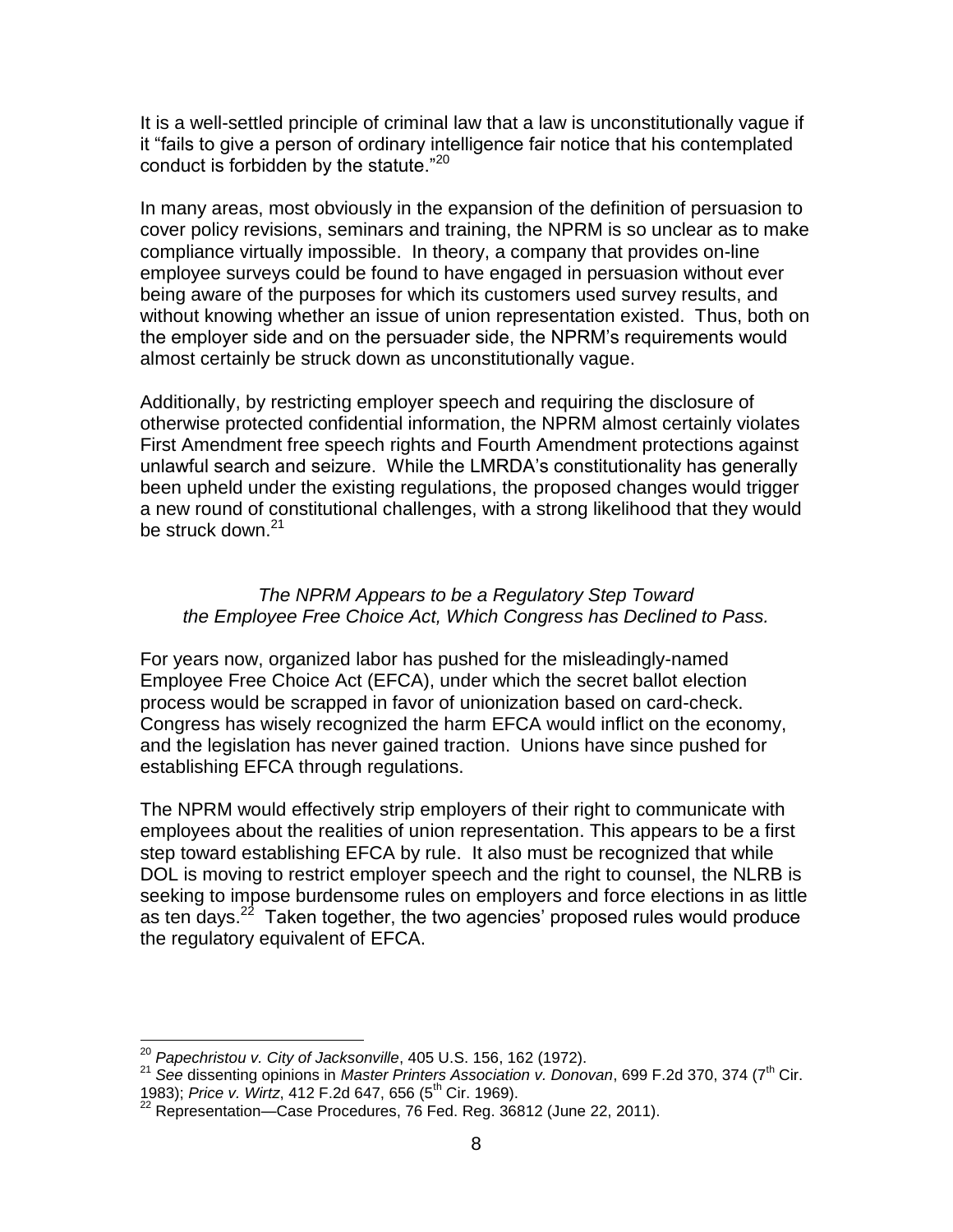It is a well-settled principle of criminal law that a law is unconstitutionally vague if it "fails to give a person of ordinary intelligence fair notice that his contemplated conduct is forbidden by the statute."[20]

In many areas, most obviously in the expansion of the definition of persuasion to cover policy revisions, seminars and training, the NPRM is so unclear as to make compliance virtually impossible. In theory, a company that provides on-line employee surveys could be found to have engaged in persuasion without ever being aware of the purposes for which its customers used survey results, and without knowing whether an issue of union representation existed. Thus, both on the employer side and on the persuader side, the NPRM's requirements would almost certainly be struck down as unconstitutionally vague.

Additionally, by restricting employer speech and requiring the disclosure of otherwise protected confidential information, the NPRM almost certainly violates First Amendment free speech rights and Fourth Amendment protections against unlawful search and seizure. While the LMRDA's constitutionality has generally been upheld under the existing regulations, the proposed changes would trigger a new round of constitutional challenges, with a strong likelihood that they would be struck down.[21]

### *The NPRM Appears to be a Regulatory Step Toward the Employee Free Choice Act, Which Congress has Declined to Pass.*

For years now, organized labor has pushed for the misleadingly-named Employee Free Choice Act (EFCA), under which the secret ballot election process would be scrapped in favor of unionization based on card-check. Congress has wisely recognized the harm EFCA would inflict on the economy, and the legislation has never gained traction. Unions have since pushed for establishing EFCA through regulations.

The NPRM would effectively strip employers of their right to communicate with employees about the realities of union representation. This appears to be a first step toward establishing EFCA by rule. It also must be recognized that while DOL is moving to restrict employer speech and the right to counsel, the NLRB is seeking to impose burdensome rules on employers and force elections in as little as ten days.[22] Taken together, the two agencies' proposed rules would produce the regulatory equivalent of EFCA.

---

[20] *Papechristou v. City of Jacksonville*, 405 U.S. 156, 162 (1972).

[21] *See* dissenting opinions in *Master Printers Association v. Donovan*, 699 F.2d 370, 374 (7th Cir. 1983); *Price v. Wirtz*, 412 F.2d 647, 656 (5th Cir. 1969).

[22] Representation—Case Procedures, 76 Fed. Reg. 36812 (June 22, 2011).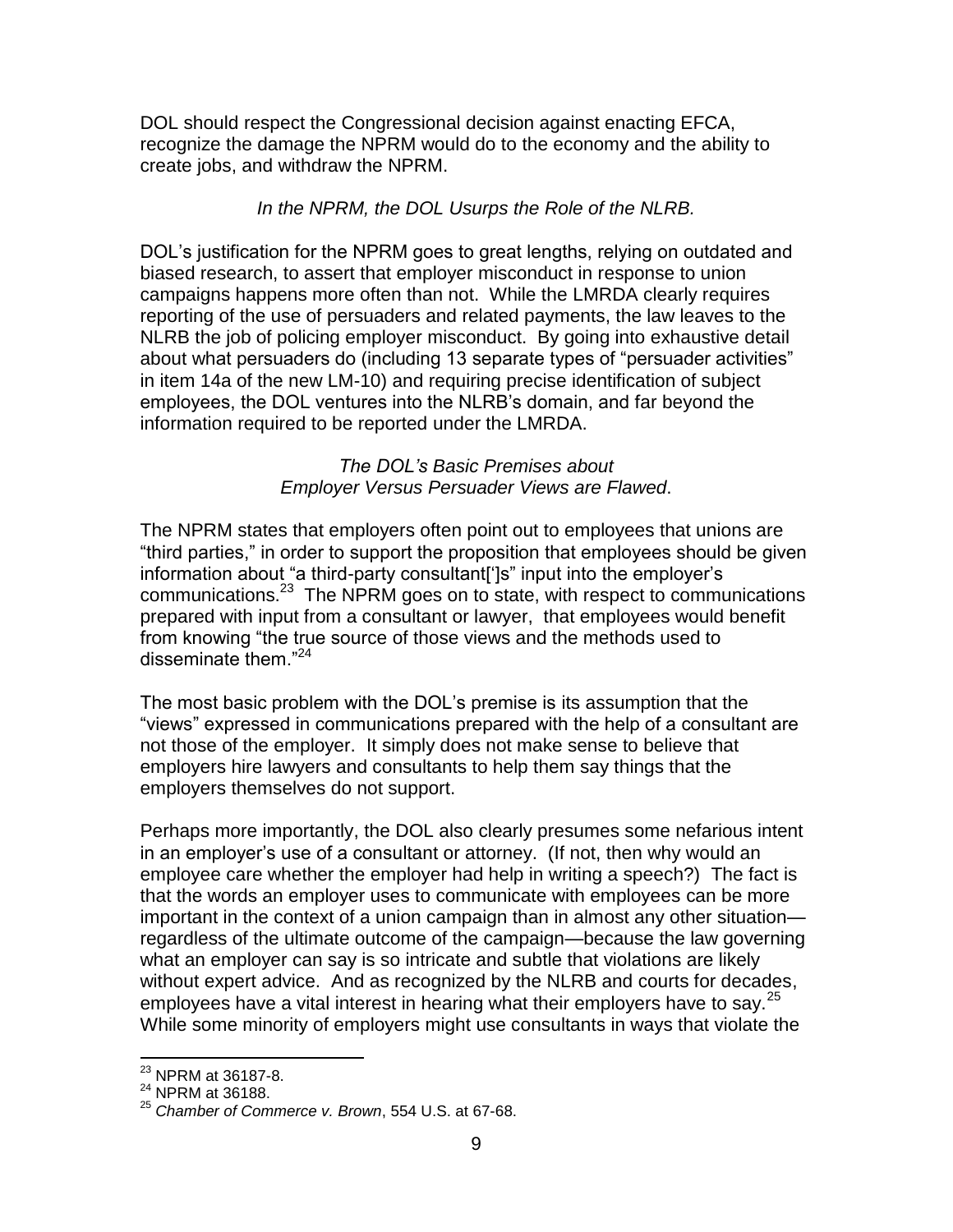DOL should respect the Congressional decision against enacting EFCA, recognize the damage the NPRM would do to the economy and the ability to create jobs, and withdraw the NPRM.

*In the NPRM, the DOL Usurps the Role of the NLRB.*

DOL's justification for the NPRM goes to great lengths, relying on outdated and biased research, to assert that employer misconduct in response to union campaigns happens more often than not. While the LMRDA clearly requires reporting of the use of persuaders and related payments, the law leaves to the NLRB the job of policing employer misconduct. By going into exhaustive detail about what persuaders do (including 13 separate types of "persuader activities" in item 14a of the new LM-10) and requiring precise identification of subject employees, the DOL ventures into the NLRB's domain, and far beyond the information required to be reported under the LMRDA.

*The DOL's Basic Premises about Employer Versus Persuader Views are Flawed.*

The NPRM states that employers often point out to employees that unions are "third parties," in order to support the proposition that employees should be given information about "a third-party consultant[']s" input into the employer's communications.[23] The NPRM goes on to state, with respect to communications prepared with input from a consultant or lawyer, that employees would benefit from knowing "the true source of those views and the methods used to disseminate them."[24]

The most basic problem with the DOL's premise is its assumption that the "views" expressed in communications prepared with the help of a consultant are not those of the employer. It simply does not make sense to believe that employers hire lawyers and consultants to help them say things that the employers themselves do not support.

Perhaps more importantly, the DOL also clearly presumes some nefarious intent in an employer's use of a consultant or attorney. (If not, then why would an employee care whether the employer had help in writing a speech?) The fact is that the words an employer uses to communicate with employees can be more important in the context of a union campaign than in almost any other situation—regardless of the ultimate outcome of the campaign—because the law governing what an employer can say is so intricate and subtle that violations are likely without expert advice. And as recognized by the NLRB and courts for decades, employees have a vital interest in hearing what their employers have to say.[25] While some minority of employers might use consultants in ways that violate the

---

[23] NPRM at 36187-8.

[24] NPRM at 36188.

[25] *Chamber of Commerce v. Brown*, 554 U.S. at 67-68.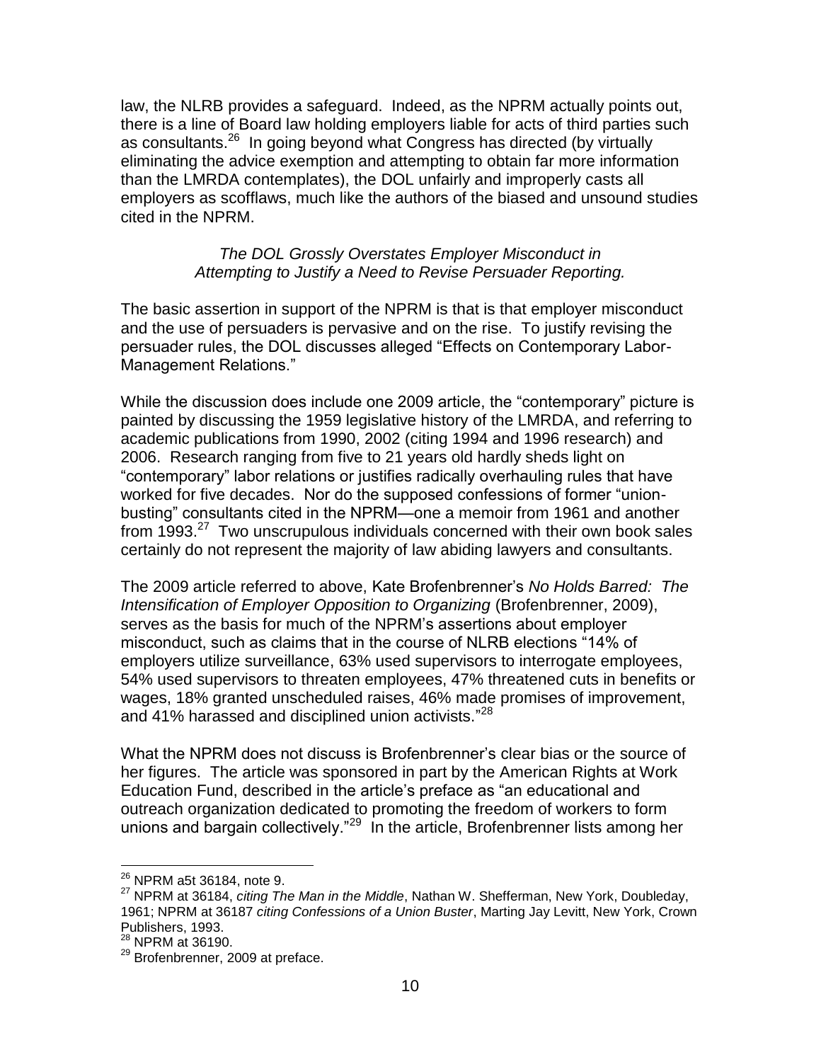law, the NLRB provides a safeguard. Indeed, as the NPRM actually points out, there is a line of Board law holding employers liable for acts of third parties such as consultants.[26] In going beyond what Congress has directed (by virtually eliminating the advice exemption and attempting to obtain far more information than the LMRDA contemplates), the DOL unfairly and improperly casts all employers as scofflaws, much like the authors of the biased and unsound studies cited in the NPRM.

*The DOL Grossly Overstates Employer Misconduct in Attempting to Justify a Need to Revise Persuader Reporting.*

The basic assertion in support of the NPRM is that is that employer misconduct and the use of persuaders is pervasive and on the rise. To justify revising the persuader rules, the DOL discusses alleged "Effects on Contemporary Labor-Management Relations."

While the discussion does include one 2009 article, the "contemporary" picture is painted by discussing the 1959 legislative history of the LMRDA, and referring to academic publications from 1990, 2002 (citing 1994 and 1996 research) and 2006. Research ranging from five to 21 years old hardly sheds light on "contemporary" labor relations or justifies radically overhauling rules that have worked for five decades. Nor do the supposed confessions of former "union-busting" consultants cited in the NPRM—one a memoir from 1961 and another from 1993.[27] Two unscrupulous individuals concerned with their own book sales certainly do not represent the majority of law abiding lawyers and consultants.

The 2009 article referred to above, Kate Brofenbrenner's *No Holds Barred: The Intensification of Employer Opposition to Organizing* (Brofenbrenner, 2009), serves as the basis for much of the NPRM's assertions about employer misconduct, such as claims that in the course of NLRB elections "14% of employers utilize surveillance, 63% used supervisors to interrogate employees, 54% used supervisors to threaten employees, 47% threatened cuts in benefits or wages, 18% granted unscheduled raises, 46% made promises of improvement, and 41% harassed and disciplined union activists."[28]

What the NPRM does not discuss is Brofenbrenner's clear bias or the source of her figures. The article was sponsored in part by the American Rights at Work Education Fund, described in the article's preface as "an educational and outreach organization dedicated to promoting the freedom of workers to form unions and bargain collectively."[29] In the article, Brofenbrenner lists among her

---

[26] NPRM a5t 36184, note 9.

[27] NPRM at 36184, *citing The Man in the Middle*, Nathan W. Shefferman, New York, Doubleday, 1961; NPRM at 36187 *citing Confessions of a Union Buster*, Marting Jay Levitt, New York, Crown Publishers, 1993.

[28] NPRM at 36190.

[29] Brofenbrenner, 2009 at preface.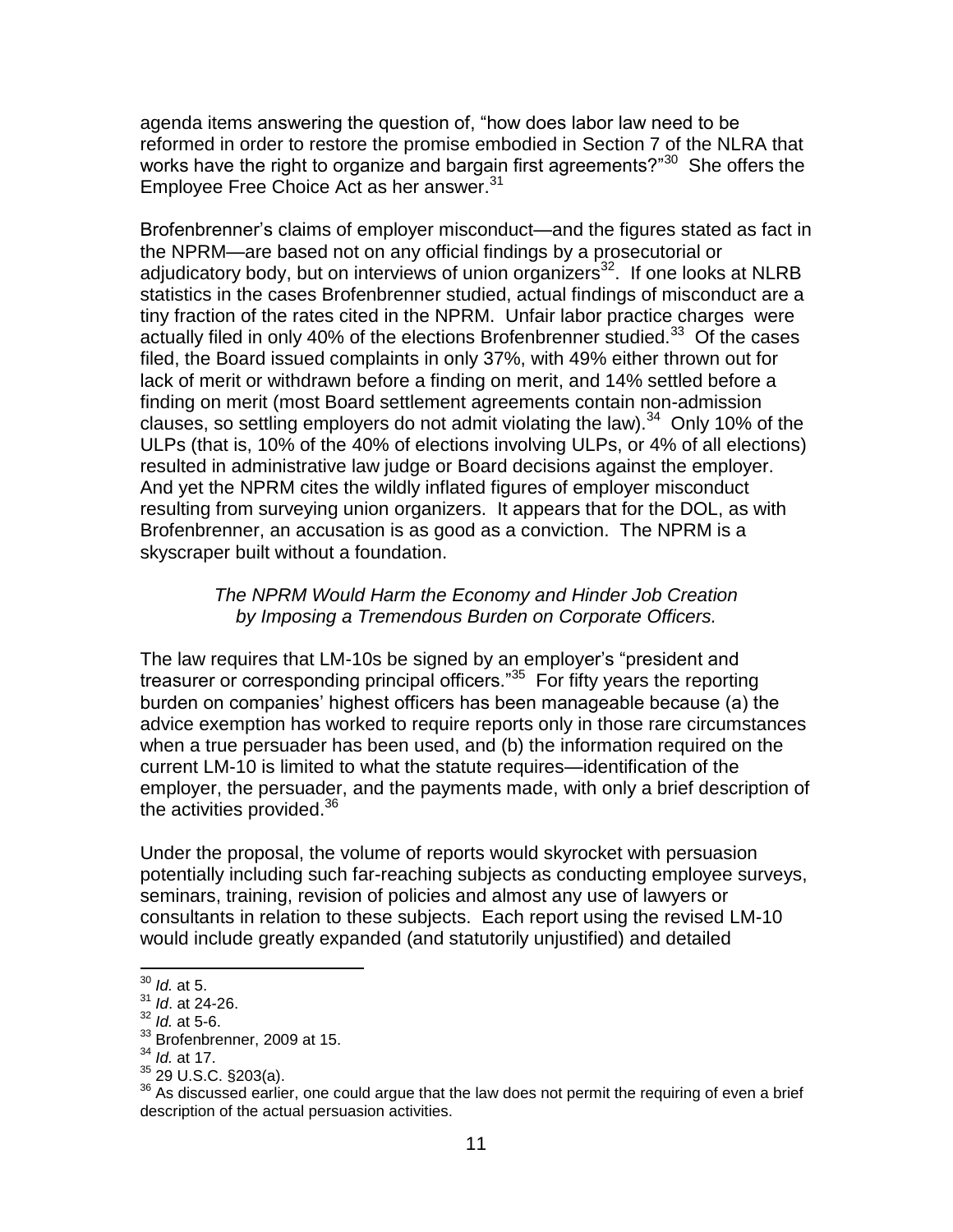agenda items answering the question of, "how does labor law need to be reformed in order to restore the promise embodied in Section 7 of the NLRA that works have the right to organize and bargain first agreements?"[30] She offers the Employee Free Choice Act as her answer.[31]

Brofenbrenner's claims of employer misconduct—and the figures stated as fact in the NPRM—are based not on any official findings by a prosecutorial or adjudicatory body, but on interviews of union organizers[32]. If one looks at NLRB statistics in the cases Brofenbrenner studied, actual findings of misconduct are a tiny fraction of the rates cited in the NPRM. Unfair labor practice charges were actually filed in only 40% of the elections Brofenbrenner studied.[33] Of the cases filed, the Board issued complaints in only 37%, with 49% either thrown out for lack of merit or withdrawn before a finding on merit, and 14% settled before a finding on merit (most Board settlement agreements contain non-admission clauses, so settling employers do not admit violating the law).[34] Only 10% of the ULPs (that is, 10% of the 40% of elections involving ULPs, or 4% of all elections) resulted in administrative law judge or Board decisions against the employer. And yet the NPRM cites the wildly inflated figures of employer misconduct resulting from surveying union organizers. It appears that for the DOL, as with Brofenbrenner, an accusation is as good as a conviction. The NPRM is a skyscraper built without a foundation.

*The NPRM Would Harm the Economy and Hinder Job Creation by Imposing a Tremendous Burden on Corporate Officers.*

The law requires that LM-10s be signed by an employer's "president and treasurer or corresponding principal officers."[35] For fifty years the reporting burden on companies' highest officers has been manageable because (a) the advice exemption has worked to require reports only in those rare circumstances when a true persuader has been used, and (b) the information required on the current LM-10 is limited to what the statute requires—identification of the employer, the persuader, and the payments made, with only a brief description of the activities provided.[36]

Under the proposal, the volume of reports would skyrocket with persuasion potentially including such far-reaching subjects as conducting employee surveys, seminars, training, revision of policies and almost any use of lawyers or consultants in relation to these subjects. Each report using the revised LM-10 would include greatly expanded (and statutorily unjustified) and detailed

---

[30] *Id.* at 5.

[31] *Id*. at 24-26.

[32] *Id.* at 5-6.

[33] Brofenbrenner, 2009 at 15.

[34] *Id.* at 17.

[35] 29 U.S.C. §203(a).

[36] As discussed earlier, one could argue that the law does not permit the requiring of even a brief description of the actual persuasion activities.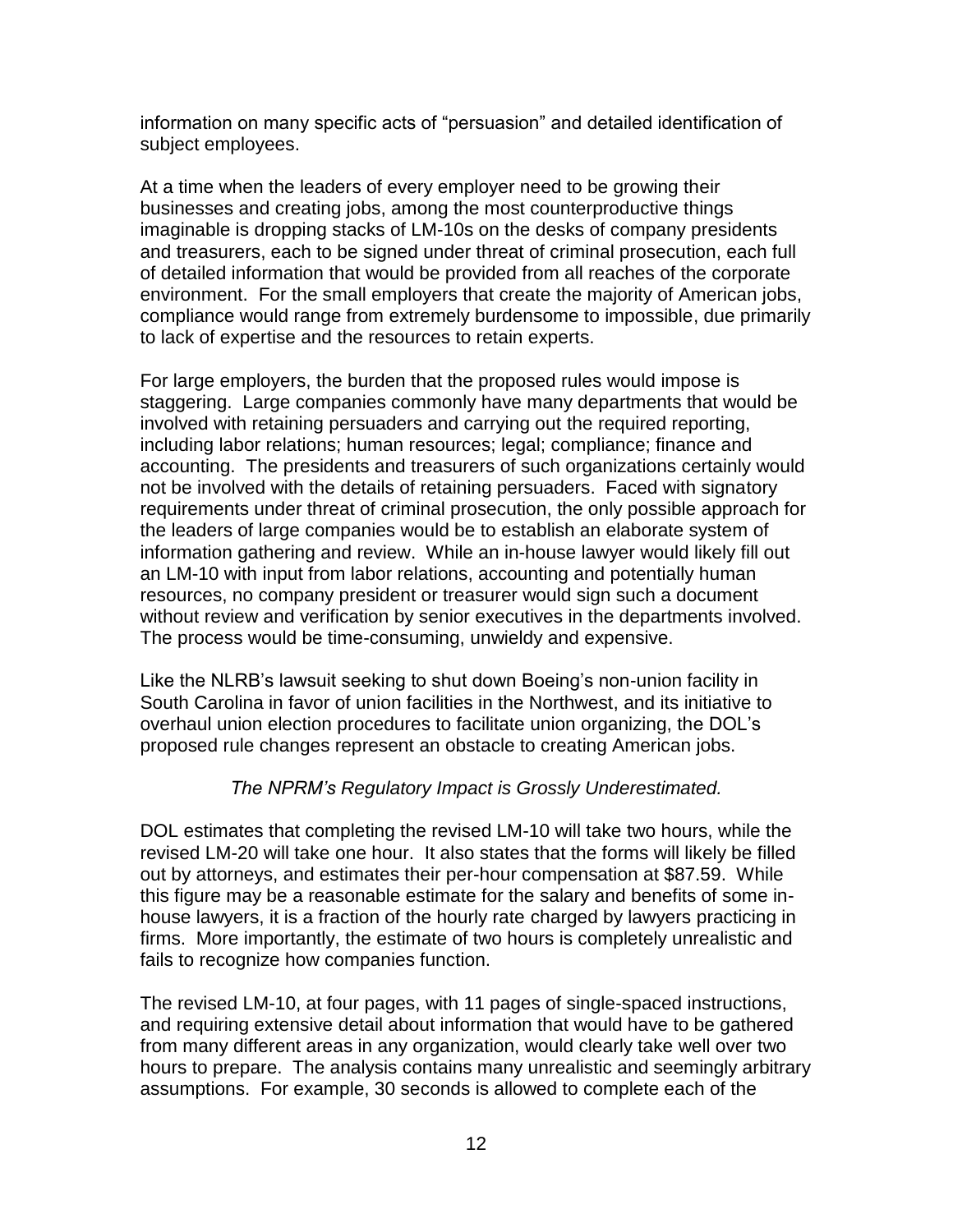information on many specific acts of "persuasion" and detailed identification of subject employees.

At a time when the leaders of every employer need to be growing their businesses and creating jobs, among the most counterproductive things imaginable is dropping stacks of LM-10s on the desks of company presidents and treasurers, each to be signed under threat of criminal prosecution, each full of detailed information that would be provided from all reaches of the corporate environment. For the small employers that create the majority of American jobs, compliance would range from extremely burdensome to impossible, due primarily to lack of expertise and the resources to retain experts.

For large employers, the burden that the proposed rules would impose is staggering. Large companies commonly have many departments that would be involved with retaining persuaders and carrying out the required reporting, including labor relations; human resources; legal; compliance; finance and accounting. The presidents and treasurers of such organizations certainly would not be involved with the details of retaining persuaders. Faced with signatory requirements under threat of criminal prosecution, the only possible approach for the leaders of large companies would be to establish an elaborate system of information gathering and review. While an in-house lawyer would likely fill out an LM-10 with input from labor relations, accounting and potentially human resources, no company president or treasurer would sign such a document without review and verification by senior executives in the departments involved. The process would be time-consuming, unwieldy and expensive.

Like the NLRB's lawsuit seeking to shut down Boeing's non-union facility in South Carolina in favor of union facilities in the Northwest, and its initiative to overhaul union election procedures to facilitate union organizing, the DOL's proposed rule changes represent an obstacle to creating American jobs.

*The NPRM's Regulatory Impact is Grossly Underestimated.*

DOL estimates that completing the revised LM-10 will take two hours, while the revised LM-20 will take one hour. It also states that the forms will likely be filled out by attorneys, and estimates their per-hour compensation at $87.59. While this figure may be a reasonable estimate for the salary and benefits of some in-house lawyers, it is a fraction of the hourly rate charged by lawyers practicing in firms. More importantly, the estimate of two hours is completely unrealistic and fails to recognize how companies function.

The revised LM-10, at four pages, with 11 pages of single-spaced instructions, and requiring extensive detail about information that would have to be gathered from many different areas in any organization, would clearly take well over two hours to prepare. The analysis contains many unrealistic and seemingly arbitrary assumptions. For example, 30 seconds is allowed to complete each of the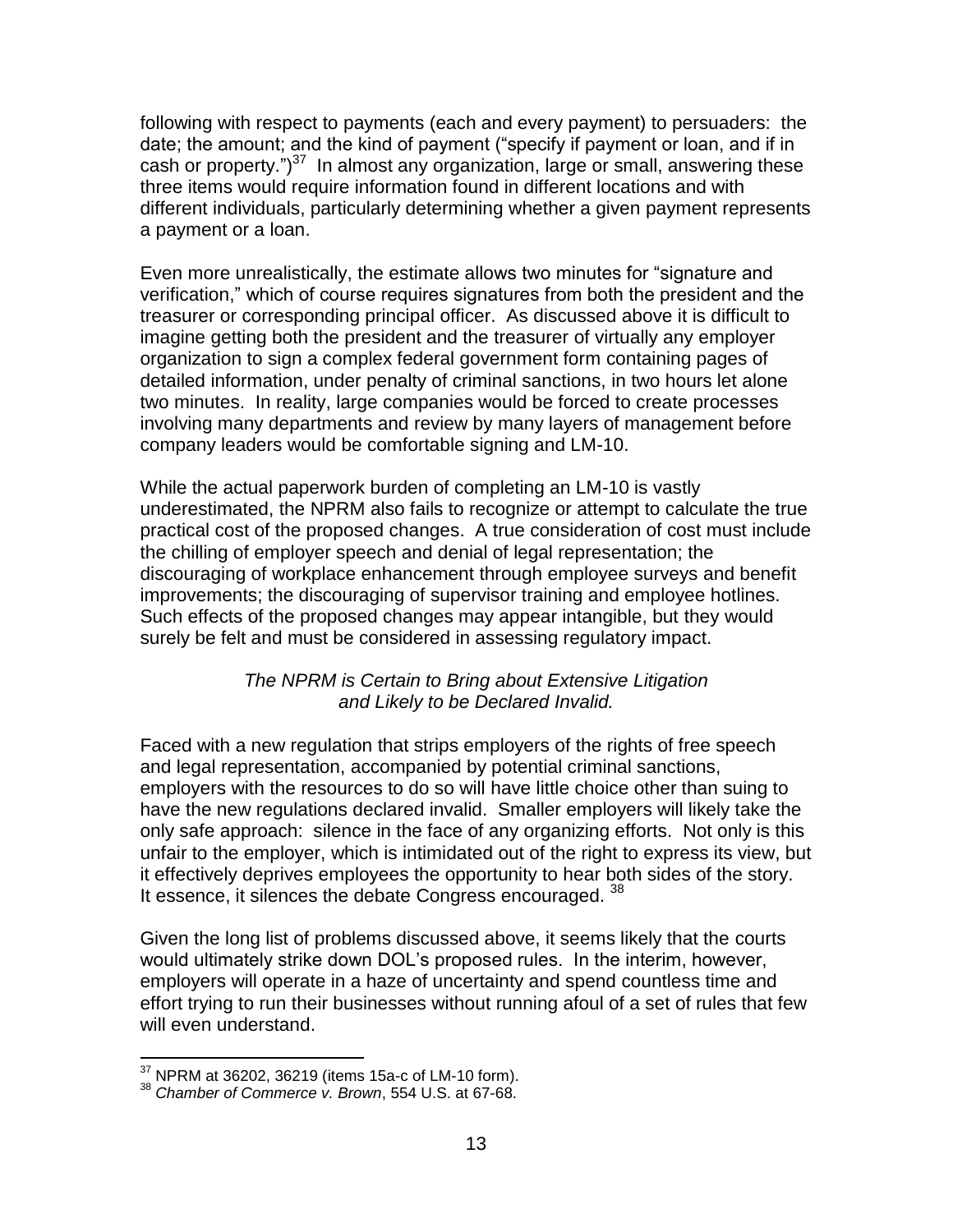following with respect to payments (each and every payment) to persuaders: the date; the amount; and the kind of payment ("specify if payment or loan, and if in cash or property.")[37] In almost any organization, large or small, answering these three items would require information found in different locations and with different individuals, particularly determining whether a given payment represents a payment or a loan.

Even more unrealistically, the estimate allows two minutes for "signature and verification," which of course requires signatures from both the president and the treasurer or corresponding principal officer. As discussed above it is difficult to imagine getting both the president and the treasurer of virtually any employer organization to sign a complex federal government form containing pages of detailed information, under penalty of criminal sanctions, in two hours let alone two minutes. In reality, large companies would be forced to create processes involving many departments and review by many layers of management before company leaders would be comfortable signing and LM-10.

While the actual paperwork burden of completing an LM-10 is vastly underestimated, the NPRM also fails to recognize or attempt to calculate the true practical cost of the proposed changes. A true consideration of cost must include the chilling of employer speech and denial of legal representation; the discouraging of workplace enhancement through employee surveys and benefit improvements; the discouraging of supervisor training and employee hotlines. Such effects of the proposed changes may appear intangible, but they would surely be felt and must be considered in assessing regulatory impact.

*The NPRM is Certain to Bring about Extensive Litigation and Likely to be Declared Invalid.*

Faced with a new regulation that strips employers of the rights of free speech and legal representation, accompanied by potential criminal sanctions, employers with the resources to do so will have little choice other than suing to have the new regulations declared invalid. Smaller employers will likely take the only safe approach: silence in the face of any organizing efforts. Not only is this unfair to the employer, which is intimidated out of the right to express its view, but it effectively deprives employees the opportunity to hear both sides of the story. It essence, it silences the debate Congress encouraged. [38]

Given the long list of problems discussed above, it seems likely that the courts would ultimately strike down DOL's proposed rules. In the interim, however, employers will operate in a haze of uncertainty and spend countless time and effort trying to run their businesses without running afoul of a set of rules that few will even understand.

---

[37] NPRM at 36202, 36219 (items 15a-c of LM-10 form).

[38] *Chamber of Commerce v. Brown*, 554 U.S. at 67-68.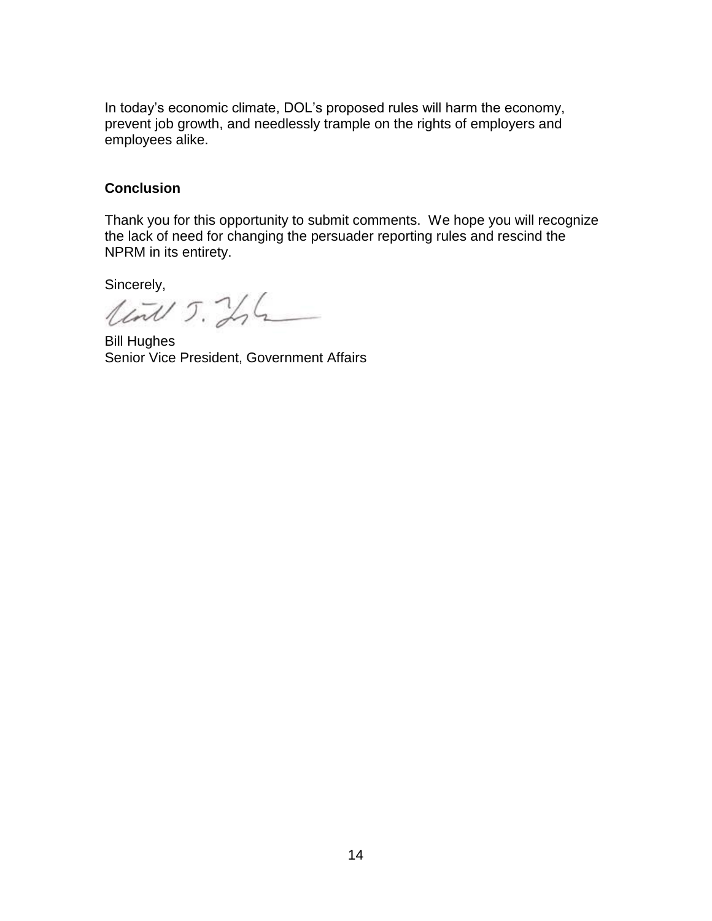In today's economic climate, DOL's proposed rules will harm the economy, prevent job growth, and needlessly trample on the rights of employers and employees alike.

**Conclusion**

Thank you for this opportunity to submit comments. We hope you will recognize the lack of need for changing the persuader reporting rules and rescind the NPRM in its entirety.

Sincerely,

Bill Hughes
Senior Vice President, Government Affairs